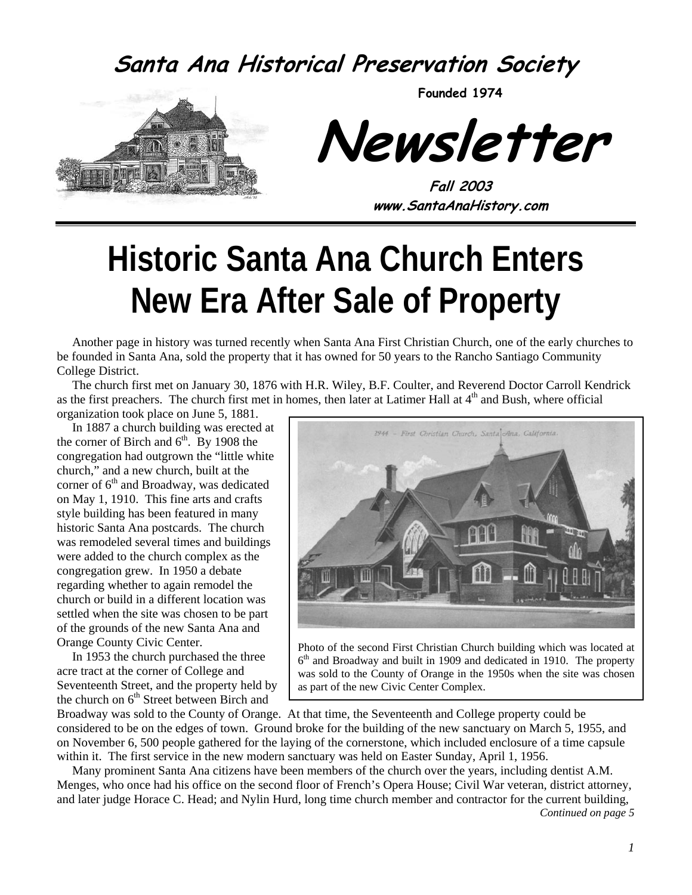# Santa Ana Historical Preservation Society

**Founded 1974**

# Newsletter

**Fall 2003**

**www.SantaAnaHistory.com**

# Historic Santa Ana Church Enters New Era After Sale of Property

Another page in history was turned recently when Santa Ana First Christian Church, one of the early churches to be founded in Santa Ana, sold the property that it has owned for 50 years to the Rancho Santiago Community College District.

The church first met on January 30, 1876 with H.R. Wiley, B.F. Coulter, and Reverend Doctor Carroll Kendrick as the first preachers. The church first met in homes, then later at Latimer Hall at 4th and Bush, where official organization took place on June 5, 1881.

In 1887 a church building was erected at the corner of Birch and 6th. By 1908 the congregation had outgrown the "little white church," and a new church, built at the corner of 6th and Broadway, was dedicated on May 1, 1910. This fine arts and crafts style building has been featured in many historic Santa Ana postcards. The church was remodeled several times and buildings were added to the church complex as the congregation grew. In 1950 a debate regarding whether to again remodel the church or build in a different location was settled when the site was chosen to be part of the grounds of the new Santa Ana and Orange County Civic Center.

Photo of the second First Christian Church building which was located at 6th and Broadway and built in 1909 and dedicated in 1910. The property was sold to the County of Orange in the 1950s when the site was chosen as part of the new Civic Center Complex.

In 1953 the church purchased the three acre tract at the corner of College and Seventeenth Street, and the property held by the church on 6th Street between Birch and Broadway was sold to the County of Orange. At that time, the Seventeenth and College property could be considered to be on the edges of town. Ground broke for the building of the new sanctuary on March 5, 1955, and on November 6, 500 people gathered for the laying of the cornerstone, which included enclosure of a time capsule within it. The first service in the new modern sanctuary was held on Easter Sunday, April 1, 1956.

Many prominent Santa Ana citizens have been members of the church over the years, including dentist A.M. Menges, who once had his office on the second floor of French's Opera House; Civil War veteran, district attorney, and later judge Horace C. Head; and Nylin Hurd, long time church member and contractor for the current building,

*Continued on page 5*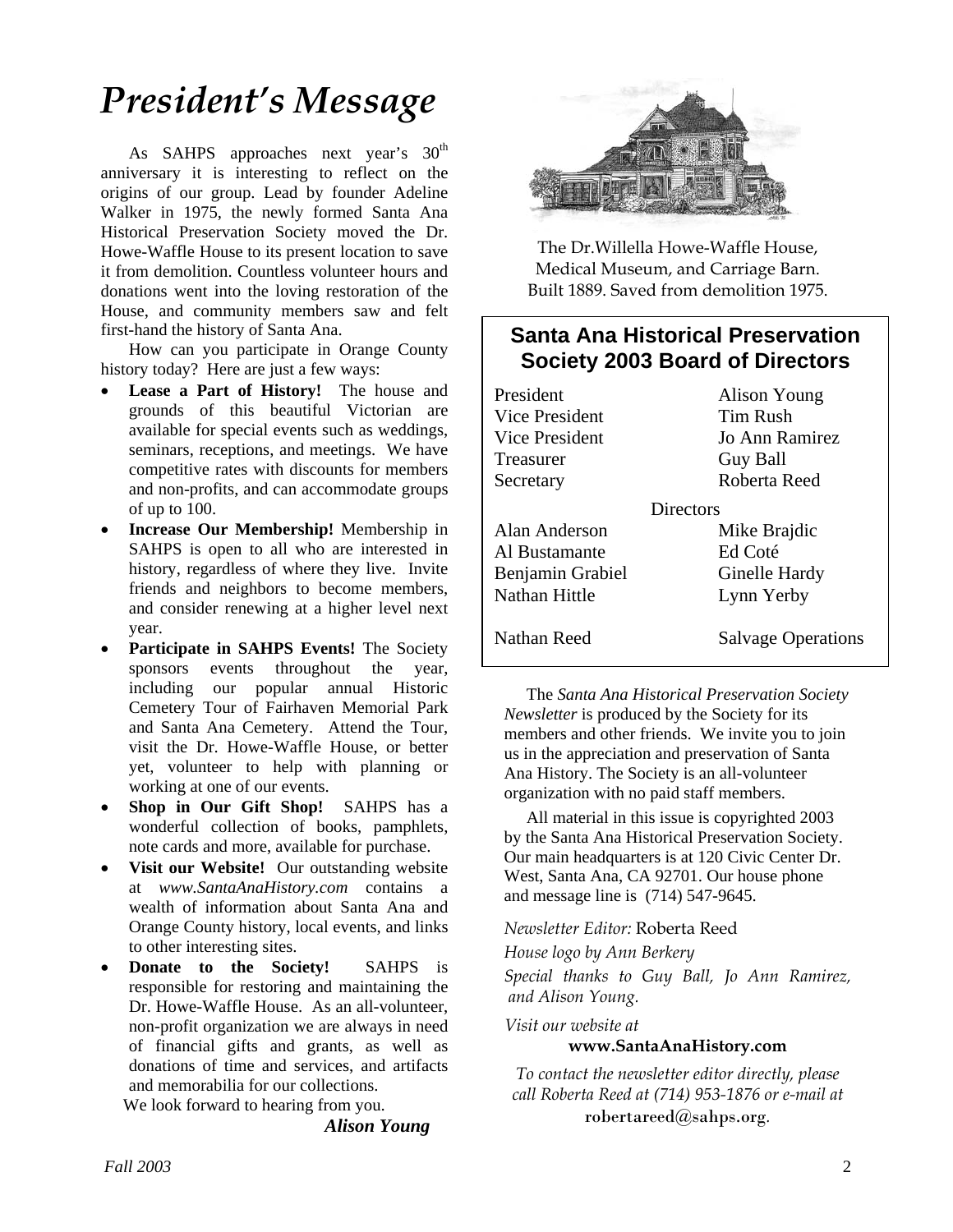# President's Message

As SAHPS approaches next year's 30th anniversary it is interesting to reflect on the origins of our group. Lead by founder Adeline Walker in 1975, the newly formed Santa Ana Historical Preservation Society moved the Dr. Howe-Waffle House to its present location to save it from demolition. Countless volunteer hours and donations went into the loving restoration of the House, and community members saw and felt first-hand the history of Santa Ana.

How can you participate in Orange County history today? Here are just a few ways:

- **Lease a Part of History!** The house and grounds of this beautiful Victorian are available for special events such as weddings, seminars, receptions, and meetings. We have competitive rates with discounts for members and non-profits, and can accommodate groups of up to 100.
- **Increase Our Membership!** Membership in SAHPS is open to all who are interested in history, regardless of where they live. Invite friends and neighbors to become members, and consider renewing at a higher level next year.
- **Participate in SAHPS Events!** The Society sponsors events throughout the year, including our popular annual Historic Cemetery Tour of Fairhaven Memorial Park and Santa Ana Cemetery. Attend the Tour, visit the Dr. Howe-Waffle House, or better yet, volunteer to help with planning or working at one of our events.
- **Shop in Our Gift Shop!** SAHPS has a wonderful collection of books, pamphlets, note cards and more, available for purchase.
- **Visit our Website!** Our outstanding website at *www.SantaAnaHistory.com* contains a wealth of information about Santa Ana and Orange County history, local events, and links to other interesting sites.
- **Donate to the Society!** SAHPS is responsible for restoring and maintaining the Dr. Howe-Waffle House. As an all-volunteer, non-profit organization we are always in need of financial gifts and grants, as well as donations of time and services, and artifacts and memorabilia for our collections.

We look forward to hearing from you.

***Alison Young***

The Dr.Willella Howe-Waffle House, Medical Museum, and Carriage Barn. Built 1889. Saved from demolition 1975.

## Santa Ana Historical Preservation Society 2003 Board of Directors

| | |
|---|---|
| President | Alison Young |
| Vice President | Tim Rush |
| Vice President | Jo Ann Ramirez |
| Treasurer | Guy Ball |
| Secretary | Roberta Reed |

Directors

| | |
|---|---|
| Alan Anderson | Mike Brajdic |
| Al Bustamante | Ed Coté |
| Benjamin Grabiel | Ginelle Hardy |
| Nathan Hittle | Lynn Yerby |
| Nathan Reed | Salvage Operations |

The *Santa Ana Historical Preservation Society Newsletter* is produced by the Society for its members and other friends. We invite you to join us in the appreciation and preservation of Santa Ana History. The Society is an all-volunteer organization with no paid staff members.

All material in this issue is copyrighted 2003 by the Santa Ana Historical Preservation Society. Our main headquarters is at 120 Civic Center Dr. West, Santa Ana, CA 92701. Our house phone and message line is (714) 547-9645.

*Newsletter Editor:* Roberta Reed

*House logo by Ann Berkery*

*Special thanks to Guy Ball, Jo Ann Ramirez, and Alison Young.*

*Visit our website at*

**www.SantaAnaHistory.com**

*To contact the newsletter editor directly, please call Roberta Reed at (714) 953-1876 or e-mail at* robertareed@sahps.org.

*Fall 2003*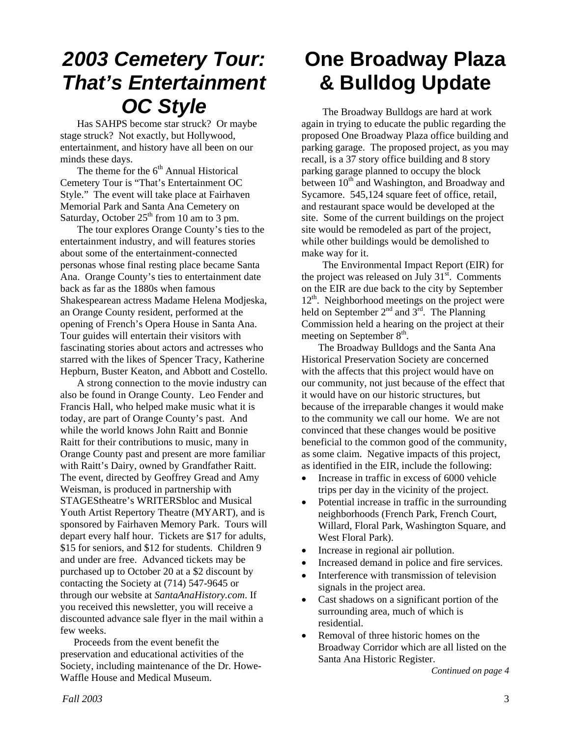# *2003 Cemetery Tour: That's Entertainment OC Style*

Has SAHPS become star struck? Or maybe stage struck? Not exactly, but Hollywood, entertainment, and history have all been on our minds these days.

The theme for the 6th Annual Historical Cemetery Tour is "That's Entertainment OC Style." The event will take place at Fairhaven Memorial Park and Santa Ana Cemetery on Saturday, October 25th from 10 am to 3 pm.

The tour explores Orange County's ties to the entertainment industry, and will features stories about some of the entertainment-connected personas whose final resting place became Santa Ana. Orange County's ties to entertainment date back as far as the 1880s when famous Shakespearean actress Madame Helena Modjeska, an Orange County resident, performed at the opening of French's Opera House in Santa Ana. Tour guides will entertain their visitors with fascinating stories about actors and actresses who starred with the likes of Spencer Tracy, Katherine Hepburn, Buster Keaton, and Abbott and Costello.

A strong connection to the movie industry can also be found in Orange County. Leo Fender and Francis Hall, who helped make music what it is today, are part of Orange County's past. And while the world knows John Raitt and Bonnie Raitt for their contributions to music, many in Orange County past and present are more familiar with Raitt's Dairy, owned by Grandfather Raitt. The event, directed by Geoffrey Gread and Amy Weisman, is produced in partnership with STAGEStheatre's WRITERSbloc and Musical Youth Artist Repertory Theatre (MYART), and is sponsored by Fairhaven Memory Park. Tours will depart every half hour. Tickets are $17 for adults, $15 for seniors, and $12 for students. Children 9 and under are free. Advanced tickets may be purchased up to October 20 at a $2 discount by contacting the Society at (714) 547-9645 or through our website at *SantaAnaHistory.com*. If you received this newsletter, you will receive a discounted advance sale flyer in the mail within a few weeks.

Proceeds from the event benefit the preservation and educational activities of the Society, including maintenance of the Dr. Howe-Waffle House and Medical Museum.

# One Broadway Plaza & Bulldog Update

The Broadway Bulldogs are hard at work again in trying to educate the public regarding the proposed One Broadway Plaza office building and parking garage. The proposed project, as you may recall, is a 37 story office building and 8 story parking garage planned to occupy the block between 10th and Washington, and Broadway and Sycamore. 545,124 square feet of office, retail, and restaurant space would be developed at the site. Some of the current buildings on the project site would be remodeled as part of the project, while other buildings would be demolished to make way for it.

The Environmental Impact Report (EIR) for the project was released on July 31st. Comments on the EIR are due back to the city by September 12th. Neighborhood meetings on the project were held on September 2nd and 3rd. The Planning Commission held a hearing on the project at their meeting on September 8th.

The Broadway Bulldogs and the Santa Ana Historical Preservation Society are concerned with the affects that this project would have on our community, not just because of the effect that it would have on our historic structures, but because of the irreparable changes it would make to the community we call our home. We are not convinced that these changes would be positive beneficial to the common good of the community, as some claim. Negative impacts of this project, as identified in the EIR, include the following:

- Increase in traffic in excess of 6000 vehicle trips per day in the vicinity of the project.
- Potential increase in traffic in the surrounding neighborhoods (French Park, French Court, Willard, Floral Park, Washington Square, and West Floral Park).
- Increase in regional air pollution.
- Increased demand in police and fire services.
- Interference with transmission of television signals in the project area.
- Cast shadows on a significant portion of the surrounding area, much of which is residential.
- Removal of three historic homes on the Broadway Corridor which are all listed on the Santa Ana Historic Register.

*Continued on page 4*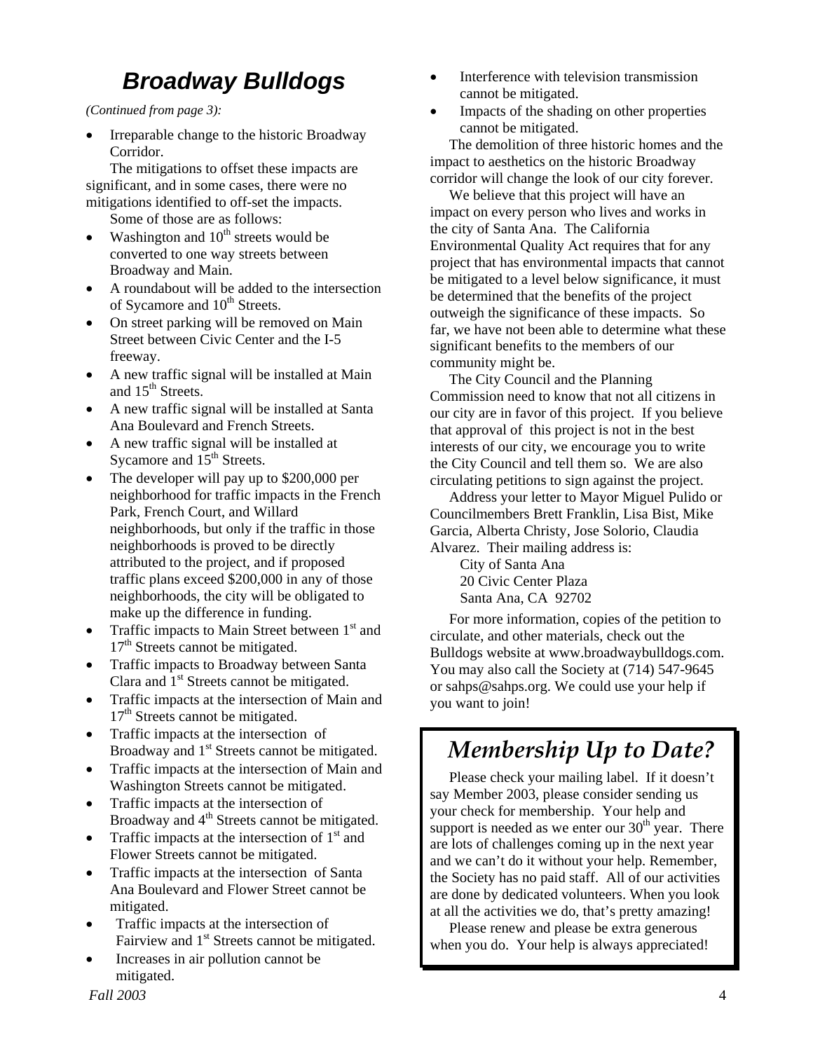## Broadway Bulldogs

*(Continued from page 3):*

- Irreparable change to the historic Broadway Corridor.

The mitigations to offset these impacts are significant, and in some cases, there were no mitigations identified to off-set the impacts. Some of those are as follows:

- Washington and 10th streets would be converted to one way streets between Broadway and Main.
- A roundabout will be added to the intersection of Sycamore and 10th Streets.
- On street parking will be removed on Main Street between Civic Center and the I-5 freeway.
- A new traffic signal will be installed at Main and 15th Streets.
- A new traffic signal will be installed at Santa Ana Boulevard and French Streets.
- A new traffic signal will be installed at Sycamore and 15th Streets.
- The developer will pay up to $200,000 per neighborhood for traffic impacts in the French Park, French Court, and Willard neighborhoods, but only if the traffic in those neighborhoods is proved to be directly attributed to the project, and if proposed traffic plans exceed $200,000 in any of those neighborhoods, the city will be obligated to make up the difference in funding.
- Traffic impacts to Main Street between 1st and 17th Streets cannot be mitigated.
- Traffic impacts to Broadway between Santa Clara and 1st Streets cannot be mitigated.
- Traffic impacts at the intersection of Main and 17th Streets cannot be mitigated.
- Traffic impacts at the intersection of Broadway and 1st Streets cannot be mitigated.
- Traffic impacts at the intersection of Main and Washington Streets cannot be mitigated.
- Traffic impacts at the intersection of Broadway and 4th Streets cannot be mitigated.
- Traffic impacts at the intersection of 1st and Flower Streets cannot be mitigated.
- Traffic impacts at the intersection of Santa Ana Boulevard and Flower Street cannot be mitigated.
- Traffic impacts at the intersection of Fairview and 1st Streets cannot be mitigated.
- Increases in air pollution cannot be mitigated.
- Interference with television transmission cannot be mitigated.
- Impacts of the shading on other properties cannot be mitigated.

The demolition of three historic homes and the impact to aesthetics on the historic Broadway corridor will change the look of our city forever.

We believe that this project will have an impact on every person who lives and works in the city of Santa Ana. The California Environmental Quality Act requires that for any project that has environmental impacts that cannot be mitigated to a level below significance, it must be determined that the benefits of the project outweigh the significance of these impacts. So far, we have not been able to determine what these significant benefits to the members of our community might be.

The City Council and the Planning Commission need to know that not all citizens in our city are in favor of this project. If you believe that approval of this project is not in the best interests of our city, we encourage you to write the City Council and tell them so. We are also circulating petitions to sign against the project.

Address your letter to Mayor Miguel Pulido or Councilmembers Brett Franklin, Lisa Bist, Mike Garcia, Alberta Christy, Jose Solorio, Claudia Alvarez. Their mailing address is:

City of Santa Ana
20 Civic Center Plaza
Santa Ana, CA 92702

For more information, copies of the petition to circulate, and other materials, check out the Bulldogs website at www.broadwaybulldogs.com. You may also call the Society at (714) 547-9645 or sahps@sahps.org. We could use your help if you want to join!

## *Membership Up to Date?*

Please check your mailing label. If it doesn't say Member 2003, please consider sending us your check for membership. Your help and support is needed as we enter our 30th year. There are lots of challenges coming up in the next year and we can't do it without your help. Remember, the Society has no paid staff. All of our activities are done by dedicated volunteers. When you look at all the activities we do, that's pretty amazing!

Please renew and please be extra generous when you do. Your help is always appreciated!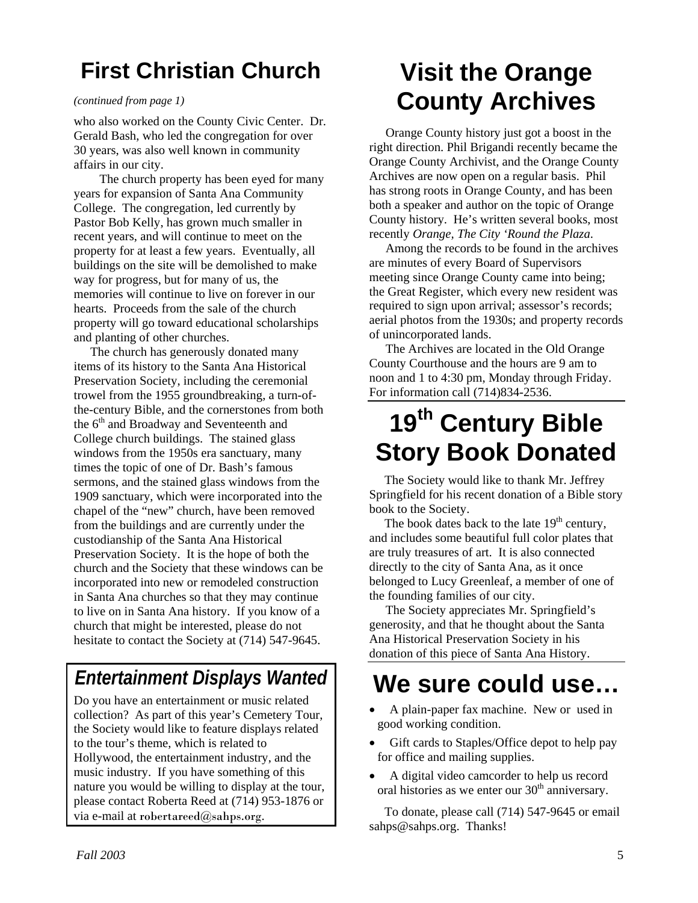## First Christian Church

*(continued from page 1)*

who also worked on the County Civic Center. Dr. Gerald Bash, who led the congregation for over 30 years, was also well known in community affairs in our city.

The church property has been eyed for many years for expansion of Santa Ana Community College. The congregation, led currently by Pastor Bob Kelly, has grown much smaller in recent years, and will continue to meet on the property for at least a few years. Eventually, all buildings on the site will be demolished to make way for progress, but for many of us, the memories will continue to live on forever in our hearts. Proceeds from the sale of the church property will go toward educational scholarships and planting of other churches.

The church has generously donated many items of its history to the Santa Ana Historical Preservation Society, including the ceremonial trowel from the 1955 groundbreaking, a turn-of-the-century Bible, and the cornerstones from both the 6th and Broadway and Seventeenth and College church buildings. The stained glass windows from the 1950s era sanctuary, many times the topic of one of Dr. Bash's famous sermons, and the stained glass windows from the 1909 sanctuary, which were incorporated into the chapel of the "new" church, have been removed from the buildings and are currently under the custodianship of the Santa Ana Historical Preservation Society. It is the hope of both the church and the Society that these windows can be incorporated into new or remodeled construction in Santa Ana churches so that they may continue to live on in Santa Ana history. If you know of a church that might be interested, please do not hesitate to contact the Society at (714) 547-9645.

## *Entertainment Displays Wanted*

Do you have an entertainment or music related collection? As part of this year's Cemetery Tour, the Society would like to feature displays related to the tour's theme, which is related to Hollywood, the entertainment industry, and the music industry. If you have something of this nature you would be willing to display at the tour, please contact Roberta Reed at (714) 953-1876 or via e-mail at robertareed@sahps.org.

## Visit the Orange County Archives

Orange County history just got a boost in the right direction. Phil Brigandi recently became the Orange County Archivist, and the Orange County Archives are now open on a regular basis. Phil has strong roots in Orange County, and has been both a speaker and author on the topic of Orange County history. He's written several books, most recently *Orange, The City 'Round the Plaza*.

Among the records to be found in the archives are minutes of every Board of Supervisors meeting since Orange County came into being; the Great Register, which every new resident was required to sign upon arrival; assessor's records; aerial photos from the 1930s; and property records of unincorporated lands.

The Archives are located in the Old Orange County Courthouse and the hours are 9 am to noon and 1 to 4:30 pm, Monday through Friday. For information call (714)834-2536.

## 19th Century Bible Story Book Donated

The Society would like to thank Mr. Jeffrey Springfield for his recent donation of a Bible story book to the Society.

The book dates back to the late 19th century, and includes some beautiful full color plates that are truly treasures of art. It is also connected directly to the city of Santa Ana, as it once belonged to Lucy Greenleaf, a member of one of the founding families of our city.

The Society appreciates Mr. Springfield's generosity, and that he thought about the Santa Ana Historical Preservation Society in his donation of this piece of Santa Ana History.

## We sure could use…

- A plain-paper fax machine. New or used in good working condition.
- Gift cards to Staples/Office depot to help pay for office and mailing supplies.
- A digital video camcorder to help us record oral histories as we enter our 30th anniversary.

To donate, please call (714) 547-9645 or email sahps@sahps.org. Thanks!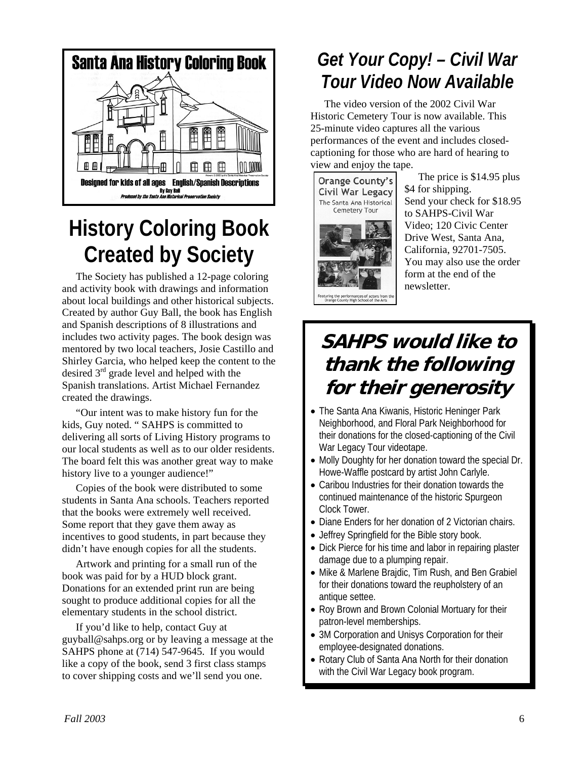## History Coloring Book Created by Society

The Society has published a 12-page coloring and activity book with drawings and information about local buildings and other historical subjects. Created by author Guy Ball, the book has English and Spanish descriptions of 8 illustrations and includes two activity pages. The book design was mentored by two local teachers, Josie Castillo and Shirley Garcia, who helped keep the content to the desired 3rd grade level and helped with the Spanish translations. Artist Michael Fernandez created the drawings.

"Our intent was to make history fun for the kids, Guy noted. " SAHPS is committed to delivering all sorts of Living History programs to our local students as well as to our older residents. The board felt this was another great way to make history live to a younger audience!"

Copies of the book were distributed to some students in Santa Ana schools. Teachers reported that the books were extremely well received. Some report that they gave them away as incentives to good students, in part because they didn't have enough copies for all the students.

Artwork and printing for a small run of the book was paid for by a HUD block grant. Donations for an extended print run are being sought to produce additional copies for all the elementary students in the school district.

If you'd like to help, contact Guy at guyball@sahps.org or by leaving a message at the SAHPS phone at (714) 547-9645. If you would like a copy of the book, send 3 first class stamps to cover shipping costs and we'll send you one.

## Get Your Copy! – Civil War Tour Video Now Available

The video version of the 2002 Civil War Historic Cemetery Tour is now available. This 25-minute video captures all the various performances of the event and includes closed-captioning for those who are hard of hearing to view and enjoy the tape.

The price is $14.95 plus $4 for shipping.
Send your check for $18.95 to SAHPS-Civil War Video; 120 Civic Center Drive West, Santa Ana, California, 92701-7505. You may also use the order form at the end of the newsletter.

## SAHPS would like to thank the following for their generosity

- The Santa Ana Kiwanis, Historic Heninger Park Neighborhood, and Floral Park Neighborhood for their donations for the closed-captioning of the Civil War Legacy Tour videotape.
- Molly Doughty for her donation toward the special Dr. Howe-Waffle postcard by artist John Carlyle.
- Caribou Industries for their donation towards the continued maintenance of the historic Spurgeon Clock Tower.
- Diane Enders for her donation of 2 Victorian chairs.
- Jeffrey Springfield for the Bible story book.
- Dick Pierce for his time and labor in repairing plaster damage due to a plumping repair.
- Mike & Marlene Brajdic, Tim Rush, and Ben Grabiel for their donations toward the reupholstery of an antique settee.
- Roy Brown and Brown Colonial Mortuary for their patron-level memberships.
- 3M Corporation and Unisys Corporation for their employee-designated donations.
- Rotary Club of Santa Ana North for their donation with the Civil War Legacy book program.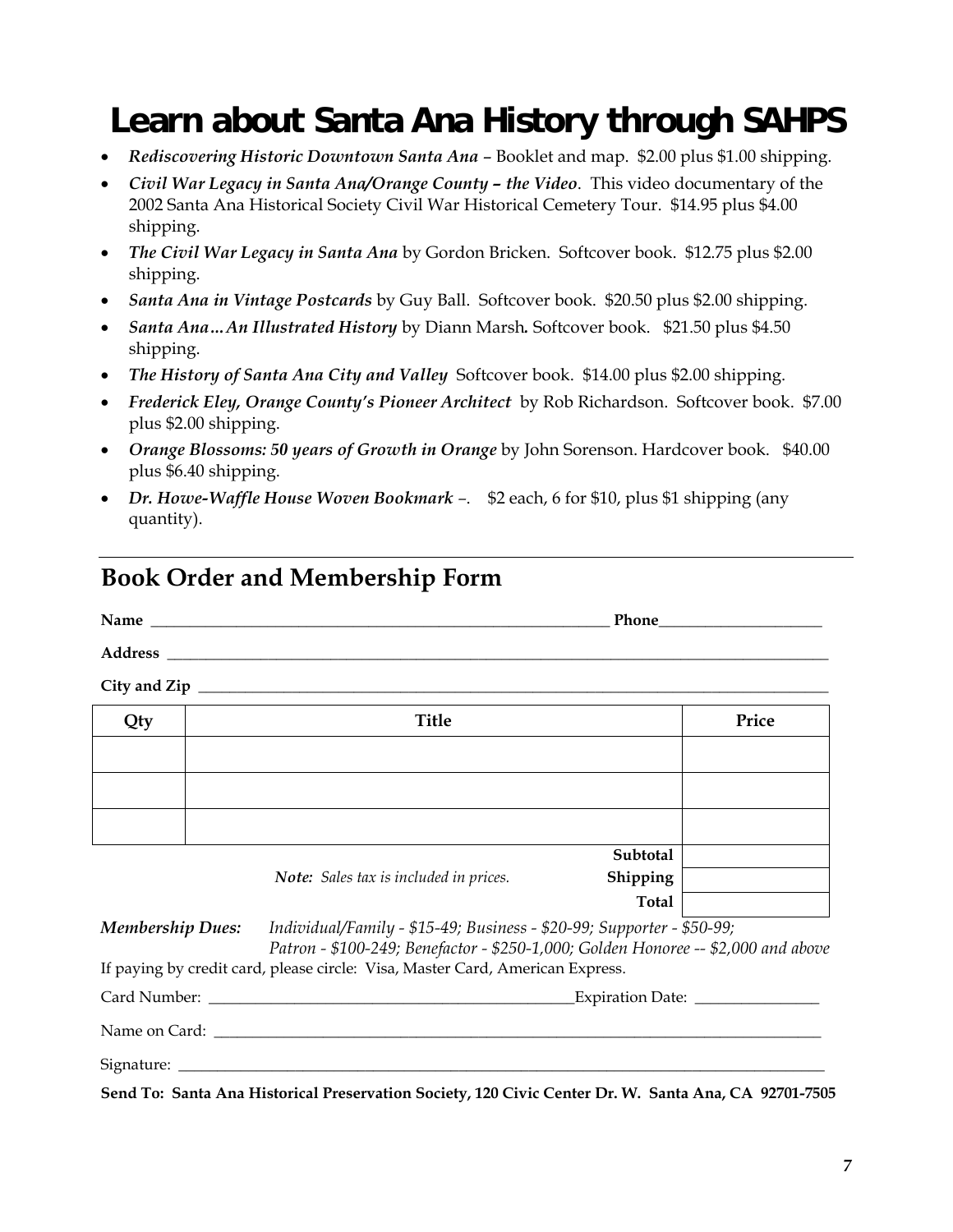# Learn about Santa Ana History through SAHPS

- ***Rediscovering Historic Downtown Santa Ana*** – Booklet and map. $2.00 plus $1.00 shipping.
- ***Civil War Legacy in Santa Ana/Orange County – the Video***. This video documentary of the 2002 Santa Ana Historical Society Civil War Historical Cemetery Tour. $14.95 plus $4.00 shipping.
- ***The Civil War Legacy in Santa Ana*** by Gordon Bricken. Softcover book. $12.75 plus $2.00 shipping.
- ***Santa Ana in Vintage Postcards*** by Guy Ball. Softcover book. $20.50 plus $2.00 shipping.
- ***Santa Ana…An Illustrated History*** by Diann Marsh**.** Softcover book. $21.50 plus $4.50 shipping.
- ***The History of Santa Ana City and Valley*** Softcover book. $14.00 plus $2.00 shipping.
- ***Frederick Eley, Orange County's Pioneer Architect*** by Rob Richardson. Softcover book. $7.00 plus $2.00 shipping.
- ***Orange Blossoms: 50 years of Growth in Orange*** by John Sorenson. Hardcover book. $40.00 plus $6.40 shipping.
- ***Dr. Howe-Waffle House Woven Bookmark*** –. $2 each, 6 for $10, plus $1 shipping (any quantity).

---

## Book Order and Membership Form

**Name** ____________________________________________ **Phone**____________________

**Address** ______________________________________________________________

**City and Zip** ___________________________________________________________

| Qty | Title | Price |
|---|---|---|
| | | |
| | | |
| | | |
| | **Subtotal** | |
| | ***Note:*** *Sales tax is included in prices.* **Shipping** | |
| | **Total** | |

***Membership Dues:*** *Individual/Family - $15-49; Business - $20-99; Supporter - $50-99; Patron - $100-249; Benefactor - $250-1,000; Golden Honoree -- $2,000 and above*

If paying by credit card, please circle: Visa, Master Card, American Express.

Card Number: ____________________________________ Expiration Date: ______________

Name on Card: ____________________________________________________________

Signature: _______________________________________________________________

**Send To: Santa Ana Historical Preservation Society, 120 Civic Center Dr. W. Santa Ana, CA 92701-7505**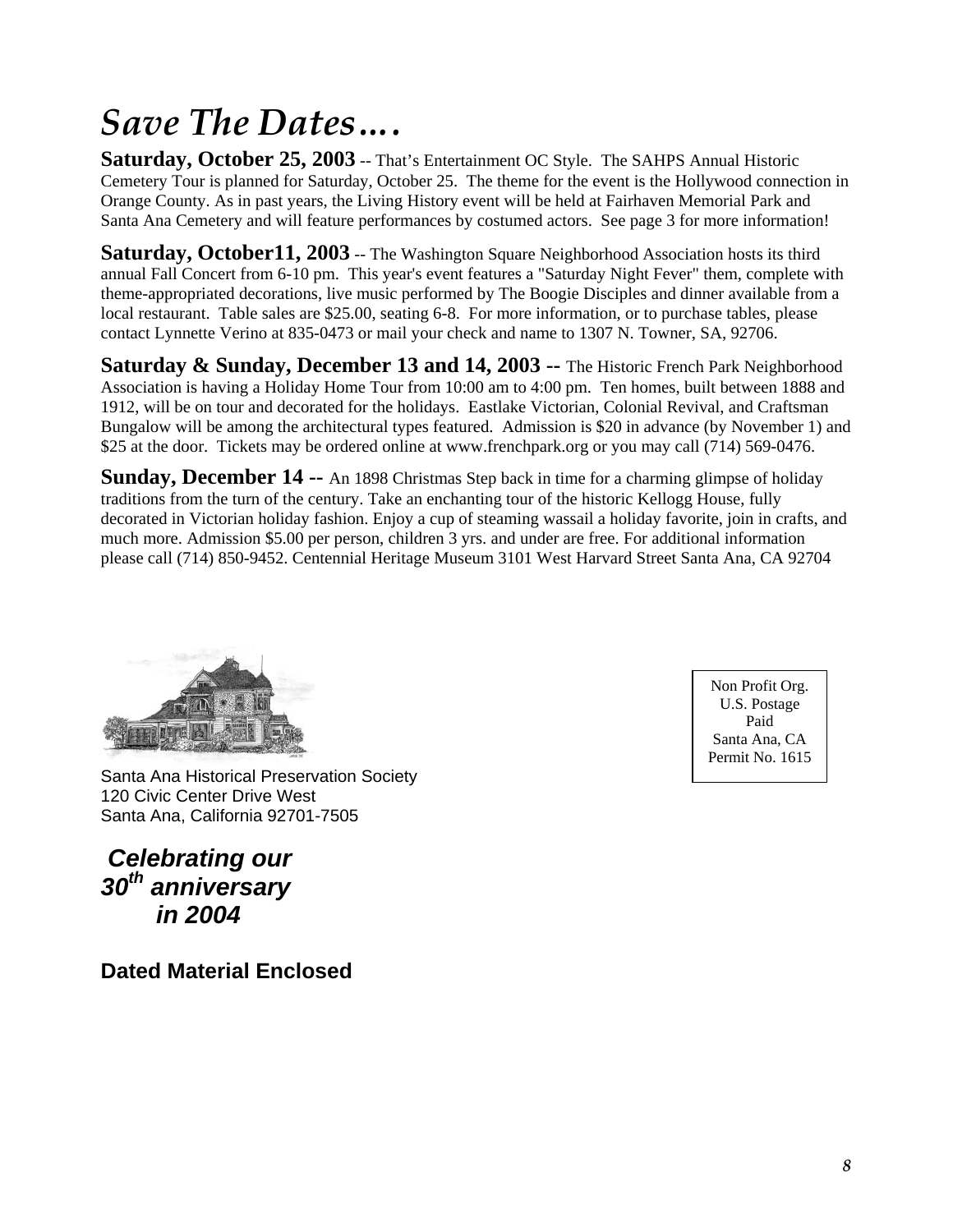# *Save The Dates….*

**Saturday, October 25, 2003** -- That's Entertainment OC Style. The SAHPS Annual Historic Cemetery Tour is planned for Saturday, October 25. The theme for the event is the Hollywood connection in Orange County. As in past years, the Living History event will be held at Fairhaven Memorial Park and Santa Ana Cemetery and will feature performances by costumed actors. See page 3 for more information!

**Saturday, October11, 2003** -- The Washington Square Neighborhood Association hosts its third annual Fall Concert from 6-10 pm. This year's event features a "Saturday Night Fever" them, complete with theme-appropriated decorations, live music performed by The Boogie Disciples and dinner available from a local restaurant. Table sales are $25.00, seating 6-8. For more information, or to purchase tables, please contact Lynnette Verino at 835-0473 or mail your check and name to 1307 N. Towner, SA, 92706.

**Saturday & Sunday, December 13 and 14, 2003 --** The Historic French Park Neighborhood Association is having a Holiday Home Tour from 10:00 am to 4:00 pm. Ten homes, built between 1888 and 1912, will be on tour and decorated for the holidays. Eastlake Victorian, Colonial Revival, and Craftsman Bungalow will be among the architectural types featured. Admission is $20 in advance (by November 1) and $25 at the door. Tickets may be ordered online at www.frenchpark.org or you may call (714) 569-0476.

**Sunday, December 14 --** An 1898 Christmas Step back in time for a charming glimpse of holiday traditions from the turn of the century. Take an enchanting tour of the historic Kellogg House, fully decorated in Victorian holiday fashion. Enjoy a cup of steaming wassail a holiday favorite, join in crafts, and much more. Admission $5.00 per person, children 3 yrs. and under are free. For additional information please call (714) 850-9452. Centennial Heritage Museum 3101 West Harvard Street Santa Ana, CA 92704

Santa Ana Historical Preservation Society
120 Civic Center Drive West
Santa Ana, California 92701-7505

Non Profit Org.
U.S. Postage
Paid
Santa Ana, CA
Permit No. 1615

***Celebrating our 30th anniversary in 2004***

**Dated Material Enclosed**